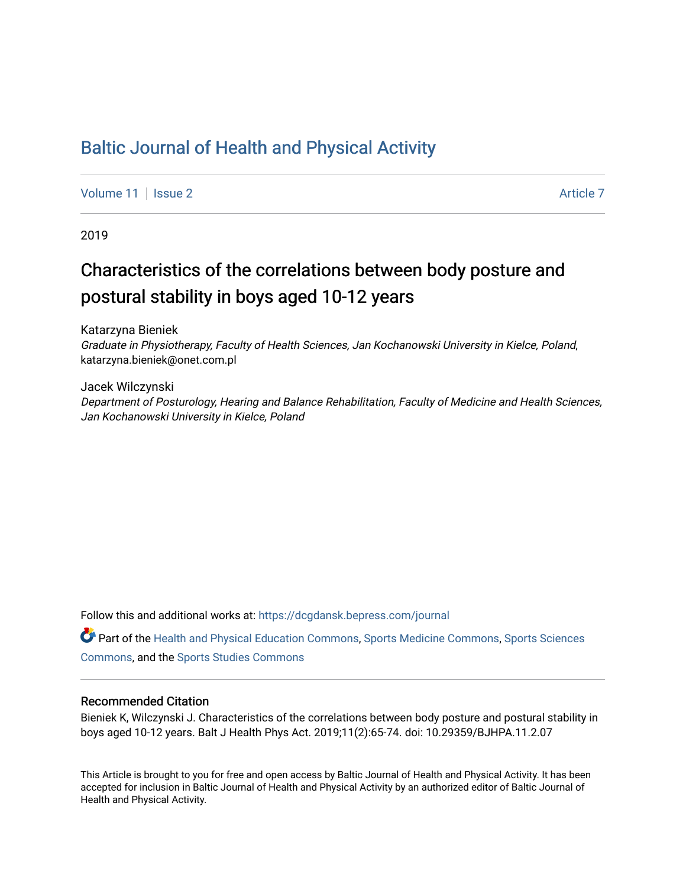# Baltic Journal of Health and Physical Activity

Volume 11 | Issue 2 Article 7

2019

## Characteristics of the correlations between body posture and postural stability in boys aged 10-12 years

Katarzyna Bieniek
*Graduate in Physiotherapy, Faculty of Health Sciences, Jan Kochanowski University in Kielce, Poland*, katarzyna.bieniek@onet.com.pl

Jacek Wilczynski
*Department of Posturology, Hearing and Balance Rehabilitation, Faculty of Medicine and Health Sciences, Jan Kochanowski University in Kielce, Poland*

Follow this and additional works at: https://dcgdansk.bepress.com/journal

Part of the Health and Physical Education Commons, Sports Medicine Commons, Sports Sciences Commons, and the Sports Studies Commons

### Recommended Citation

Bieniek K, Wilczynski J. Characteristics of the correlations between body posture and postural stability in boys aged 10-12 years. Balt J Health Phys Act. 2019;11(2):65-74. doi: 10.29359/BJHPA.11.2.07

This Article is brought to you for free and open access by Baltic Journal of Health and Physical Activity. It has been accepted for inclusion in Baltic Journal of Health and Physical Activity by an authorized editor of Baltic Journal of Health and Physical Activity.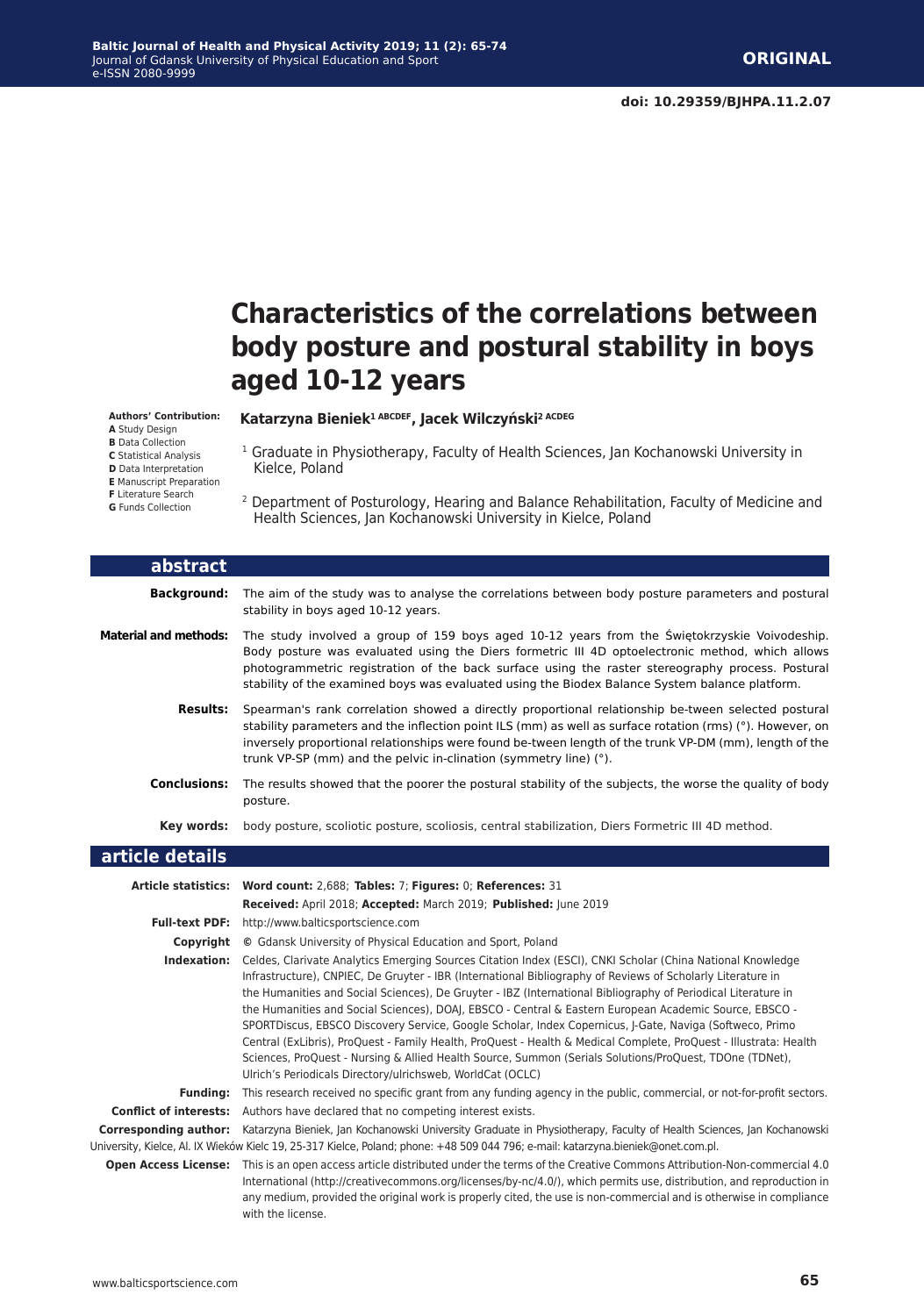ORIGINAL

doi: 10.29359/BJHPA.11.2.07

# Characteristics of the correlations between body posture and postural stability in boys aged 10-12 years

**Authors' Contribution:**
**A** Study Design
**B** Data Collection
**C** Statistical Analysis
**D** Data Interpretation
**E** Manuscript Preparation
**F** Literature Search
**G** Funds Collection

**Katarzyna Bieniek[1 ABCDEF], Jacek Wilczyński[2 ACDEG]**

[1] Graduate in Physiotherapy, Faculty of Health Sciences, Jan Kochanowski University in Kielce, Poland

[2] Department of Posturology, Hearing and Balance Rehabilitation, Faculty of Medicine and Health Sciences, Jan Kochanowski University in Kielce, Poland

## abstract

**Background:** The aim of the study was to analyse the correlations between body posture parameters and postural stability in boys aged 10-12 years.

**Material and methods:** The study involved a group of 159 boys aged 10-12 years from the Świętokrzyskie Voivodeship. Body posture was evaluated using the Diers formetric III 4D optoelectronic method, which allows photogrammetric registration of the back surface using the raster stereography process. Postural stability of the examined boys was evaluated using the Biodex Balance System balance platform.

**Results:** Spearman's rank correlation showed a directly proportional relationship be-tween selected postural stability parameters and the inflection point ILS (mm) as well as surface rotation (rms) (°). However, on inversely proportional relationships were found be-tween length of the trunk VP-DM (mm), length of the trunk VP-SP (mm) and the pelvic in-clination (symmetry line) (°).

**Conclusions:** The results showed that the poorer the postural stability of the subjects, the worse the quality of body posture.

**Key words:** body posture, scoliotic posture, scoliosis, central stabilization, Diers Formetric III 4D method.

## article details

**Article statistics:** **Word count:** 2,688; **Tables:** 7; **Figures:** 0; **References:** 31
**Received:** April 2018; **Accepted:** March 2019; **Published:** June 2019

**Full-text PDF:** http://www.balticsportscience.com

**Copyright** © Gdansk University of Physical Education and Sport, Poland

**Indexation:** Celdes, Clarivate Analytics Emerging Sources Citation Index (ESCI), CNKI Scholar (China National Knowledge Infrastructure), CNPIEC, De Gruyter - IBR (International Bibliography of Reviews of Scholarly Literature in the Humanities and Social Sciences), De Gruyter - IBZ (International Bibliography of Periodical Literature in the Humanities and Social Sciences), DOAJ, EBSCO - Central & Eastern European Academic Source, EBSCO - SPORTDiscus, EBSCO Discovery Service, Google Scholar, Index Copernicus, J-Gate, Naviga (Softweco, Primo Central (ExLibris), ProQuest - Family Health, ProQuest - Health & Medical Complete, ProQuest - Illustrata: Health Sciences, ProQuest - Nursing & Allied Health Source, Summon (Serials Solutions/ProQuest, TDOne (TDNet), Ulrich's Periodicals Directory/ulrichsweb, WorldCat (OCLC)

**Funding:** This research received no specific grant from any funding agency in the public, commercial, or not-for-profit sectors.

**Conflict of interests:** Authors have declared that no competing interest exists.

**Corresponding author:** Katarzyna Bieniek, Jan Kochanowski University Graduate in Physiotherapy, Faculty of Health Sciences, Jan Kochanowski University, Kielce, Al. IX Wieków Kielc 19, 25-317 Kielce, Poland; phone: +48 509 044 796; e-mail: katarzyna.bieniek@onet.com.pl.

**Open Access License:** This is an open access article distributed under the terms of the Creative Commons Attribution-Non-commercial 4.0 International (http://creativecommons.org/licenses/by-nc/4.0/), which permits use, distribution, and reproduction in any medium, provided the original work is properly cited, the use is non-commercial and is otherwise in compliance with the license.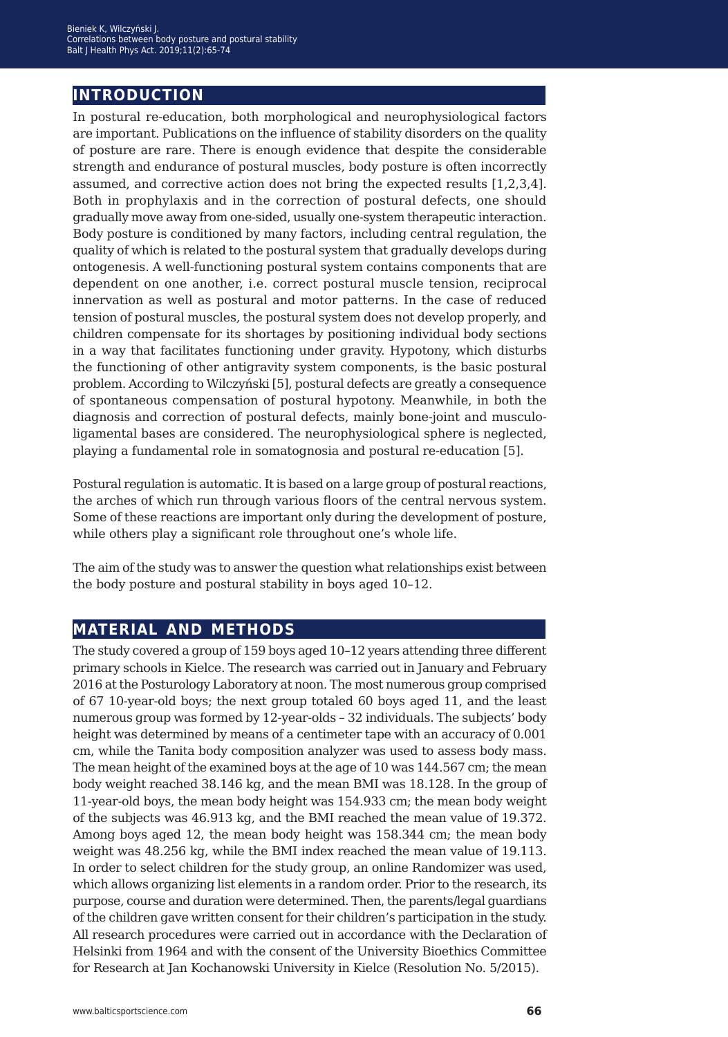## INTRODUCTION

In postural re-education, both morphological and neurophysiological factors are important. Publications on the influence of stability disorders on the quality of posture are rare. There is enough evidence that despite the considerable strength and endurance of postural muscles, body posture is often incorrectly assumed, and corrective action does not bring the expected results [1,2,3,4]. Both in prophylaxis and in the correction of postural defects, one should gradually move away from one-sided, usually one-system therapeutic interaction. Body posture is conditioned by many factors, including central regulation, the quality of which is related to the postural system that gradually develops during ontogenesis. A well-functioning postural system contains components that are dependent on one another, i.e. correct postural muscle tension, reciprocal innervation as well as postural and motor patterns. In the case of reduced tension of postural muscles, the postural system does not develop properly, and children compensate for its shortages by positioning individual body sections in a way that facilitates functioning under gravity. Hypotony, which disturbs the functioning of other antigravity system components, is the basic postural problem. According to Wilczyński [5], postural defects are greatly a consequence of spontaneous compensation of postural hypotony. Meanwhile, in both the diagnosis and correction of postural defects, mainly bone-joint and musculo-ligamental bases are considered. The neurophysiological sphere is neglected, playing a fundamental role in somatognosia and postural re-education [5].

Postural regulation is automatic. It is based on a large group of postural reactions, the arches of which run through various floors of the central nervous system. Some of these reactions are important only during the development of posture, while others play a significant role throughout one's whole life.

The aim of the study was to answer the question what relationships exist between the body posture and postural stability in boys aged 10–12.

## MATERIAL AND METHODS

The study covered a group of 159 boys aged 10–12 years attending three different primary schools in Kielce. The research was carried out in January and February 2016 at the Posturology Laboratory at noon. The most numerous group comprised of 67 10-year-old boys; the next group totaled 60 boys aged 11, and the least numerous group was formed by 12-year-olds – 32 individuals. The subjects' body height was determined by means of a centimeter tape with an accuracy of 0.001 cm, while the Tanita body composition analyzer was used to assess body mass. The mean height of the examined boys at the age of 10 was 144.567 cm; the mean body weight reached 38.146 kg, and the mean BMI was 18.128. In the group of 11-year-old boys, the mean body height was 154.933 cm; the mean body weight of the subjects was 46.913 kg, and the BMI reached the mean value of 19.372. Among boys aged 12, the mean body height was 158.344 cm; the mean body weight was 48.256 kg, while the BMI index reached the mean value of 19.113. In order to select children for the study group, an online Randomizer was used, which allows organizing list elements in a random order. Prior to the research, its purpose, course and duration were determined. Then, the parents/legal guardians of the children gave written consent for their children's participation in the study. All research procedures were carried out in accordance with the Declaration of Helsinki from 1964 and with the consent of the University Bioethics Committee for Research at Jan Kochanowski University in Kielce (Resolution No. 5/2015).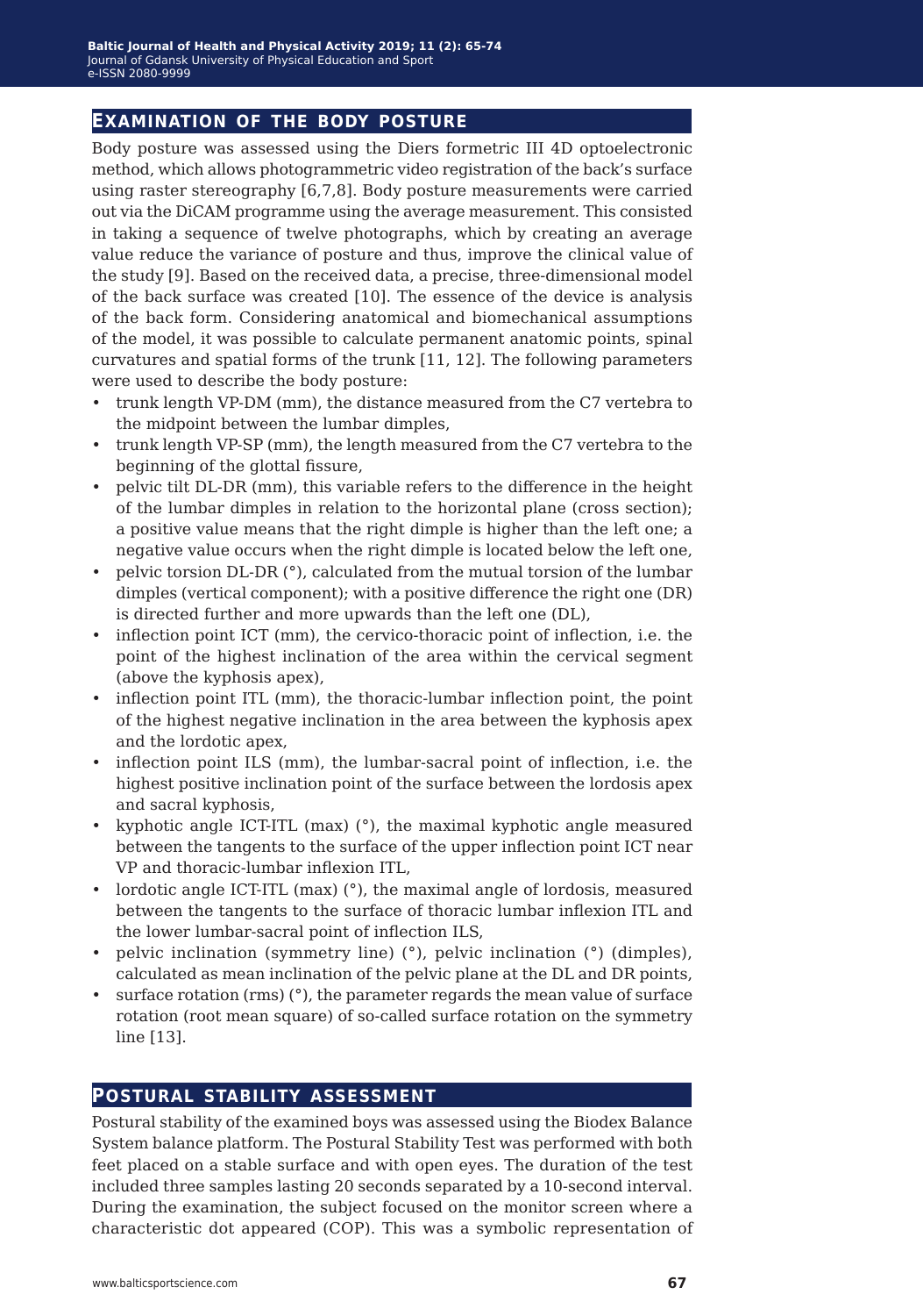## Examination of the body posture

Body posture was assessed using the Diers formetric III 4D optoelectronic method, which allows photogrammetric video registration of the back's surface using raster stereography [6,7,8]. Body posture measurements were carried out via the DiCAM programme using the average measurement. This consisted in taking a sequence of twelve photographs, which by creating an average value reduce the variance of posture and thus, improve the clinical value of the study [9]. Based on the received data, a precise, three-dimensional model of the back surface was created [10]. The essence of the device is analysis of the back form. Considering anatomical and biomechanical assumptions of the model, it was possible to calculate permanent anatomic points, spinal curvatures and spatial forms of the trunk [11, 12]. The following parameters were used to describe the body posture:

- trunk length VP-DM (mm), the distance measured from the C7 vertebra to the midpoint between the lumbar dimples,
- trunk length VP-SP (mm), the length measured from the C7 vertebra to the beginning of the glottal fissure,
- pelvic tilt DL-DR (mm), this variable refers to the difference in the height of the lumbar dimples in relation to the horizontal plane (cross section); a positive value means that the right dimple is higher than the left one; a negative value occurs when the right dimple is located below the left one,
- pelvic torsion DL-DR (°), calculated from the mutual torsion of the lumbar dimples (vertical component); with a positive difference the right one (DR) is directed further and more upwards than the left one (DL),
- inflection point ICT (mm), the cervico-thoracic point of inflection, i.e. the point of the highest inclination of the area within the cervical segment (above the kyphosis apex),
- inflection point ITL (mm), the thoracic-lumbar inflection point, the point of the highest negative inclination in the area between the kyphosis apex and the lordotic apex,
- inflection point ILS (mm), the lumbar-sacral point of inflection, i.e. the highest positive inclination point of the surface between the lordosis apex and sacral kyphosis,
- kyphotic angle ICT-ITL (max) (°), the maximal kyphotic angle measured between the tangents to the surface of the upper inflection point ICT near VP and thoracic-lumbar inflexion ITL,
- lordotic angle ICT-ITL (max) (°), the maximal angle of lordosis, measured between the tangents to the surface of thoracic lumbar inflexion ITL and the lower lumbar-sacral point of inflection ILS,
- pelvic inclination (symmetry line) (°), pelvic inclination (°) (dimples), calculated as mean inclination of the pelvic plane at the DL and DR points,
- surface rotation (rms) (°), the parameter regards the mean value of surface rotation (root mean square) of so-called surface rotation on the symmetry line [13].

## Postural stability assessment

Postural stability of the examined boys was assessed using the Biodex Balance System balance platform. The Postural Stability Test was performed with both feet placed on a stable surface and with open eyes. The duration of the test included three samples lasting 20 seconds separated by a 10-second interval. During the examination, the subject focused on the monitor screen where a characteristic dot appeared (COP). This was a symbolic representation of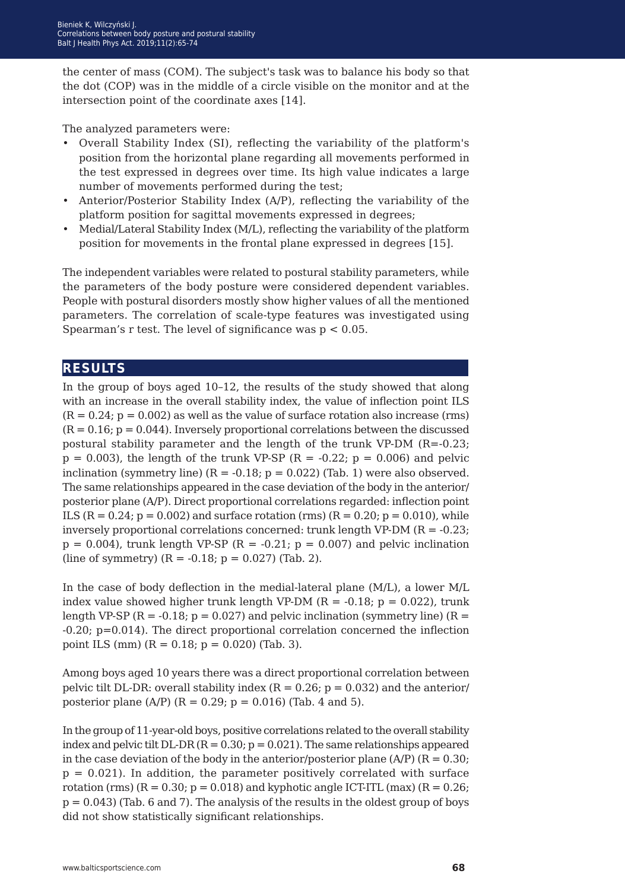the center of mass (COM). The subject's task was to balance his body so that the dot (COP) was in the middle of a circle visible on the monitor and at the intersection point of the coordinate axes [14].

The analyzed parameters were:

- Overall Stability Index (SI), reflecting the variability of the platform's position from the horizontal plane regarding all movements performed in the test expressed in degrees over time. Its high value indicates a large number of movements performed during the test;
- Anterior/Posterior Stability Index (A/P), reflecting the variability of the platform position for sagittal movements expressed in degrees;
- Medial/Lateral Stability Index (M/L), reflecting the variability of the platform position for movements in the frontal plane expressed in degrees [15].

The independent variables were related to postural stability parameters, while the parameters of the body posture were considered dependent variables. People with postural disorders mostly show higher values of all the mentioned parameters. The correlation of scale-type features was investigated using Spearman's r test. The level of significance was $p < 0.05$.

## RESULTS

In the group of boys aged 10–12, the results of the study showed that along with an increase in the overall stability index, the value of inflection point ILS ($R = 0.24$; $p = 0.002$) as well as the value of surface rotation also increase (rms) ($R = 0.16$; $p = 0.044$). Inversely proportional correlations between the discussed postural stability parameter and the length of the trunk VP-DM ($R=-0.23$; $p = 0.003$), the length of the trunk VP-SP ($R = -0.22$; $p = 0.006$) and pelvic inclination (symmetry line) ($R = -0.18$; $p = 0.022$) (Tab. 1) were also observed. The same relationships appeared in the case deviation of the body in the anterior/posterior plane (A/P). Direct proportional correlations regarded: inflection point ILS ($R = 0.24$; $p = 0.002$) and surface rotation (rms) ($R = 0.20$; $p = 0.010$), while inversely proportional correlations concerned: trunk length VP-DM ($R = -0.23$; $p = 0.004$), trunk length VP-SP ($R = -0.21$; $p = 0.007$) and pelvic inclination (line of symmetry) ($R = -0.18$; $p = 0.027$) (Tab. 2).

In the case of body deflection in the medial-lateral plane (M/L), a lower M/L index value showed higher trunk length VP-DM ($R = -0.18$; $p = 0.022$), trunk length VP-SP ($R = -0.18$; $p = 0.027$) and pelvic inclination (symmetry line) ($R = -0.20$; $p=0.014$). The direct proportional correlation concerned the inflection point ILS (mm) ($R = 0.18$; $p = 0.020$) (Tab. 3).

Among boys aged 10 years there was a direct proportional correlation between pelvic tilt DL-DR: overall stability index ($R = 0.26$; $p = 0.032$) and the anterior/posterior plane (A/P) ($R = 0.29$; $p = 0.016$) (Tab. 4 and 5).

In the group of 11-year-old boys, positive correlations related to the overall stability index and pelvic tilt DL-DR ($R = 0.30$; $p = 0.021$). The same relationships appeared in the case deviation of the body in the anterior/posterior plane (A/P) ($R = 0.30$; $p = 0.021$). In addition, the parameter positively correlated with surface rotation (rms) ($R = 0.30$; $p = 0.018$) and kyphotic angle ICT-ITL (max) ($R = 0.26$; $p = 0.043$) (Tab. 6 and 7). The analysis of the results in the oldest group of boys did not show statistically significant relationships.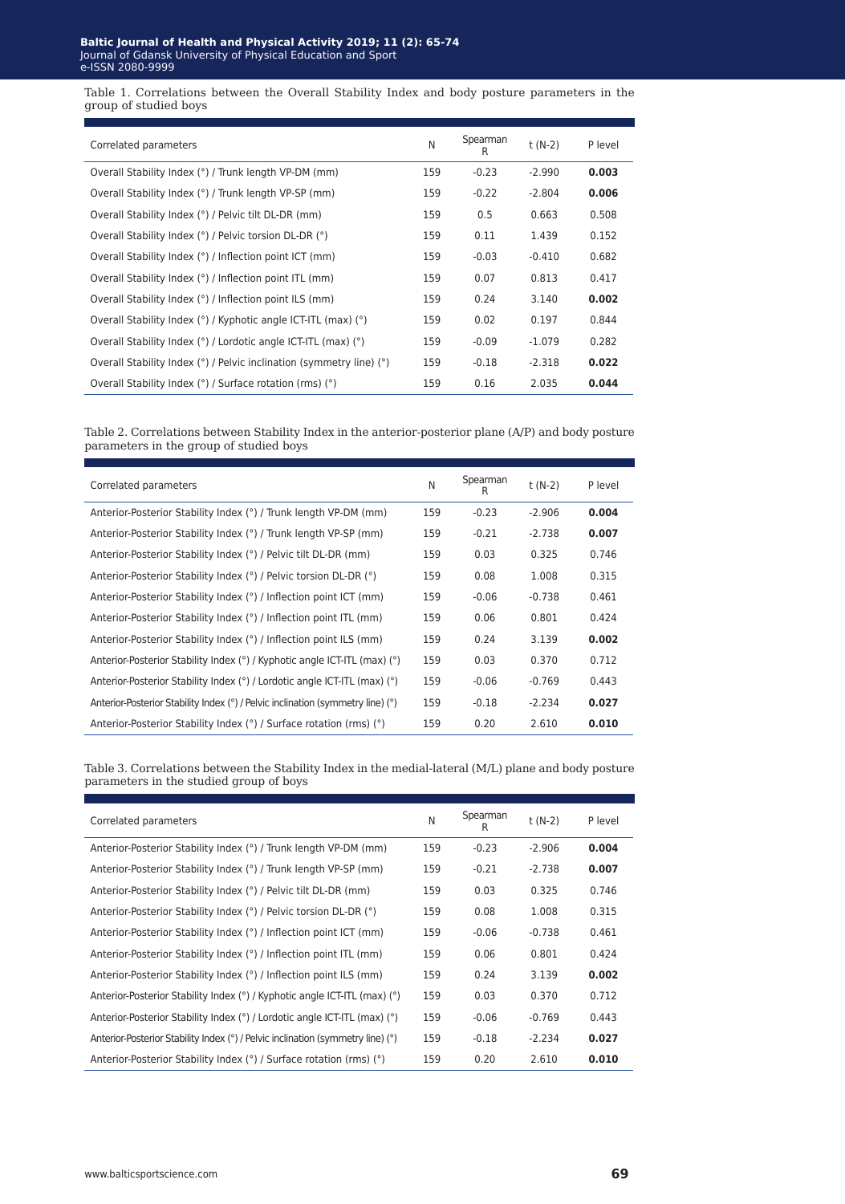Table 1. Correlations between the Overall Stability Index and body posture parameters in the group of studied boys

| Correlated parameters | N | Spearman R | t (N-2) | P level |
|---|---|---|---|---|
| Overall Stability Index (°) / Trunk length VP-DM (mm) | 159 | -0.23 | -2.990 | **0.003** |
| Overall Stability Index (°) / Trunk length VP-SP (mm) | 159 | -0.22 | -2.804 | **0.006** |
| Overall Stability Index (°) / Pelvic tilt DL-DR (mm) | 159 | 0.5 | 0.663 | 0.508 |
| Overall Stability Index (°) / Pelvic torsion DL-DR (°) | 159 | 0.11 | 1.439 | 0.152 |
| Overall Stability Index (°) / Inflection point ICT (mm) | 159 | -0.03 | -0.410 | 0.682 |
| Overall Stability Index (°) / Inflection point ITL (mm) | 159 | 0.07 | 0.813 | 0.417 |
| Overall Stability Index (°) / Inflection point ILS (mm) | 159 | 0.24 | 3.140 | **0.002** |
| Overall Stability Index (°) / Kyphotic angle ICT-ITL (max) (°) | 159 | 0.02 | 0.197 | 0.844 |
| Overall Stability Index (°) / Lordotic angle ICT-ITL (max) (°) | 159 | -0.09 | -1.079 | 0.282 |
| Overall Stability Index (°) / Pelvic inclination (symmetry line) (°) | 159 | -0.18 | -2.318 | **0.022** |
| Overall Stability Index (°) / Surface rotation (rms) (°) | 159 | 0.16 | 2.035 | **0.044** |

Table 2. Correlations between Stability Index in the anterior-posterior plane (A/P) and body posture parameters in the group of studied boys

| Correlated parameters | N | Spearman R | t (N-2) | P level |
|---|---|---|---|---|
| Anterior-Posterior Stability Index (°) / Trunk length VP-DM (mm) | 159 | -0.23 | -2.906 | **0.004** |
| Anterior-Posterior Stability Index (°) / Trunk length VP-SP (mm) | 159 | -0.21 | -2.738 | **0.007** |
| Anterior-Posterior Stability Index (°) / Pelvic tilt DL-DR (mm) | 159 | 0.03 | 0.325 | 0.746 |
| Anterior-Posterior Stability Index (°) / Pelvic torsion DL-DR (°) | 159 | 0.08 | 1.008 | 0.315 |
| Anterior-Posterior Stability Index (°) / Inflection point ICT (mm) | 159 | -0.06 | -0.738 | 0.461 |
| Anterior-Posterior Stability Index (°) / Inflection point ITL (mm) | 159 | 0.06 | 0.801 | 0.424 |
| Anterior-Posterior Stability Index (°) / Inflection point ILS (mm) | 159 | 0.24 | 3.139 | **0.002** |
| Anterior-Posterior Stability Index (°) / Kyphotic angle ICT-ITL (max) (°) | 159 | 0.03 | 0.370 | 0.712 |
| Anterior-Posterior Stability Index (°) / Lordotic angle ICT-ITL (max) (°) | 159 | -0.06 | -0.769 | 0.443 |
| Anterior-Posterior Stability Index (°) / Pelvic inclination (symmetry line) (°) | 159 | -0.18 | -2.234 | **0.027** |
| Anterior-Posterior Stability Index (°) / Surface rotation (rms) (°) | 159 | 0.20 | 2.610 | **0.010** |

Table 3. Correlations between the Stability Index in the medial-lateral (M/L) plane and body posture parameters in the studied group of boys

| Correlated parameters | N | Spearman R | t (N-2) | P level |
|---|---|---|---|---|
| Anterior-Posterior Stability Index (°) / Trunk length VP-DM (mm) | 159 | -0.23 | -2.906 | **0.004** |
| Anterior-Posterior Stability Index (°) / Trunk length VP-SP (mm) | 159 | -0.21 | -2.738 | **0.007** |
| Anterior-Posterior Stability Index (°) / Pelvic tilt DL-DR (mm) | 159 | 0.03 | 0.325 | 0.746 |
| Anterior-Posterior Stability Index (°) / Pelvic torsion DL-DR (°) | 159 | 0.08 | 1.008 | 0.315 |
| Anterior-Posterior Stability Index (°) / Inflection point ICT (mm) | 159 | -0.06 | -0.738 | 0.461 |
| Anterior-Posterior Stability Index (°) / Inflection point ITL (mm) | 159 | 0.06 | 0.801 | 0.424 |
| Anterior-Posterior Stability Index (°) / Inflection point ILS (mm) | 159 | 0.24 | 3.139 | **0.002** |
| Anterior-Posterior Stability Index (°) / Kyphotic angle ICT-ITL (max) (°) | 159 | 0.03 | 0.370 | 0.712 |
| Anterior-Posterior Stability Index (°) / Lordotic angle ICT-ITL (max) (°) | 159 | -0.06 | -0.769 | 0.443 |
| Anterior-Posterior Stability Index (°) / Pelvic inclination (symmetry line) (°) | 159 | -0.18 | -2.234 | **0.027** |
| Anterior-Posterior Stability Index (°) / Surface rotation (rms) (°) | 159 | 0.20 | 2.610 | **0.010** |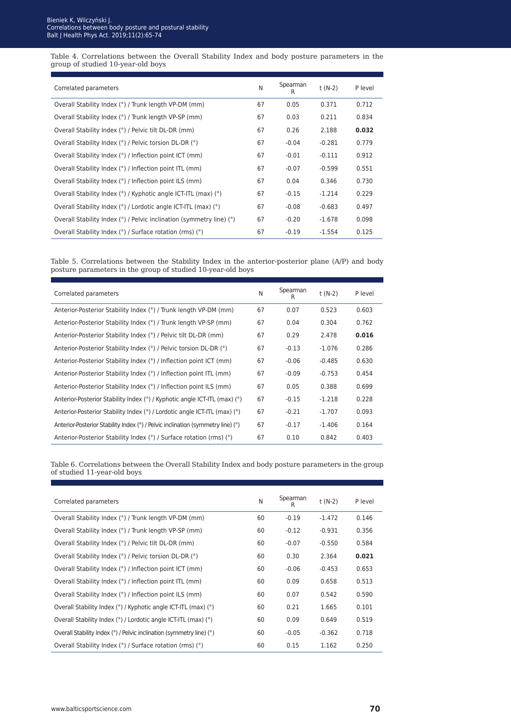Table 4. Correlations between the Overall Stability Index and body posture parameters in the group of studied 10-year-old boys

| Correlated parameters | N | Spearman R | t (N-2) | P level |
|---|---|---|---|---|
| Overall Stability Index (°) / Trunk length VP-DM (mm) | 67 | 0.05 | 0.371 | 0.712 |
| Overall Stability Index (°) / Trunk length VP-SP (mm) | 67 | 0.03 | 0.211 | 0.834 |
| Overall Stability Index (°) / Pelvic tilt DL-DR (mm) | 67 | 0.26 | 2.188 | **0.032** |
| Overall Stability Index (°) / Pelvic torsion DL-DR (°) | 67 | -0.04 | -0.281 | 0.779 |
| Overall Stability Index (°) / Inflection point ICT (mm) | 67 | -0.01 | -0.111 | 0.912 |
| Overall Stability Index (°) / Inflection point ITL (mm) | 67 | -0.07 | -0.599 | 0.551 |
| Overall Stability Index (°) / Inflection point ILS (mm) | 67 | 0.04 | 0.346 | 0.730 |
| Overall Stability Index (°) / Kyphotic angle ICT-ITL (max) (°) | 67 | -0.15 | -1.214 | 0.229 |
| Overall Stability Index (°) / Lordotic angle ICT-ITL (max) (°) | 67 | -0.08 | -0.683 | 0.497 |
| Overall Stability Index (°) / Pelvic inclination (symmetry line) (°) | 67 | -0.20 | -1.678 | 0.098 |
| Overall Stability Index (°) / Surface rotation (rms) (°) | 67 | -0.19 | -1.554 | 0.125 |

Table 5. Correlations between the Stability Index in the anterior-posterior plane (A/P) and body posture parameters in the group of studied 10-year-old boys

| Correlated parameters | N | Spearman R | t (N-2) | P level |
|---|---|---|---|---|
| Anterior-Posterior Stability Index (°) / Trunk length VP-DM (mm) | 67 | 0.07 | 0.523 | 0.603 |
| Anterior-Posterior Stability Index (°) / Trunk length VP-SP (mm) | 67 | 0.04 | 0.304 | 0.762 |
| Anterior-Posterior Stability Index (°) / Pelvic tilt DL-DR (mm) | 67 | 0.29 | 2.478 | **0.016** |
| Anterior-Posterior Stability Index (°) / Pelvic torsion DL-DR (°) | 67 | -0.13 | -1.076 | 0.286 |
| Anterior-Posterior Stability Index (°) / Inflection point ICT (mm) | 67 | -0.06 | -0.485 | 0.630 |
| Anterior-Posterior Stability Index (°) / Inflection point ITL (mm) | 67 | -0.09 | -0.753 | 0.454 |
| Anterior-Posterior Stability Index (°) / Inflection point ILS (mm) | 67 | 0.05 | 0.388 | 0.699 |
| Anterior-Posterior Stability Index (°) / Kyphotic angle ICT-ITL (max) (°) | 67 | -0.15 | -1.218 | 0.228 |
| Anterior-Posterior Stability Index (°) / Lordotic angle ICT-ITL (max) (°) | 67 | -0.21 | -1.707 | 0.093 |
| Anterior-Posterior Stability Index (°) / Pelvic inclination (symmetry line) (°) | 67 | -0.17 | -1.406 | 0.164 |
| Anterior-Posterior Stability Index (°) / Surface rotation (rms) (°) | 67 | 0.10 | 0.842 | 0.403 |

Table 6. Correlations between the Overall Stability Index and body posture parameters in the group of studied 11-year-old boys

| Correlated parameters | N | Spearman R | t (N-2) | P level |
|---|---|---|---|---|
| Overall Stability Index (°) / Trunk length VP-DM (mm) | 60 | -0.19 | -1.472 | 0.146 |
| Overall Stability Index (°) / Trunk length VP-SP (mm) | 60 | -0.12 | -0.931 | 0.356 |
| Overall Stability Index (°) / Pelvic tilt DL-DR (mm) | 60 | -0.07 | -0.550 | 0.584 |
| Overall Stability Index (°) / Pelvic torsion DL-DR (°) | 60 | 0.30 | 2.364 | **0.021** |
| Overall Stability Index (°) / Inflection point ICT (mm) | 60 | -0.06 | -0.453 | 0.653 |
| Overall Stability Index (°) / Inflection point ITL (mm) | 60 | 0.09 | 0.658 | 0.513 |
| Overall Stability Index (°) / Inflection point ILS (mm) | 60 | 0.07 | 0.542 | 0.590 |
| Overall Stability Index (°) / Kyphotic angle ICT-ITL (max) (°) | 60 | 0.21 | 1.665 | 0.101 |
| Overall Stability Index (°) / Lordotic angle ICT-ITL (max) (°) | 60 | 0.09 | 0.649 | 0.519 |
| Overall Stability Index (°) / Pelvic inclination (symmetry line) (°) | 60 | -0.05 | -0.362 | 0.718 |
| Overall Stability Index (°) / Surface rotation (rms) (°) | 60 | 0.15 | 1.162 | 0.250 |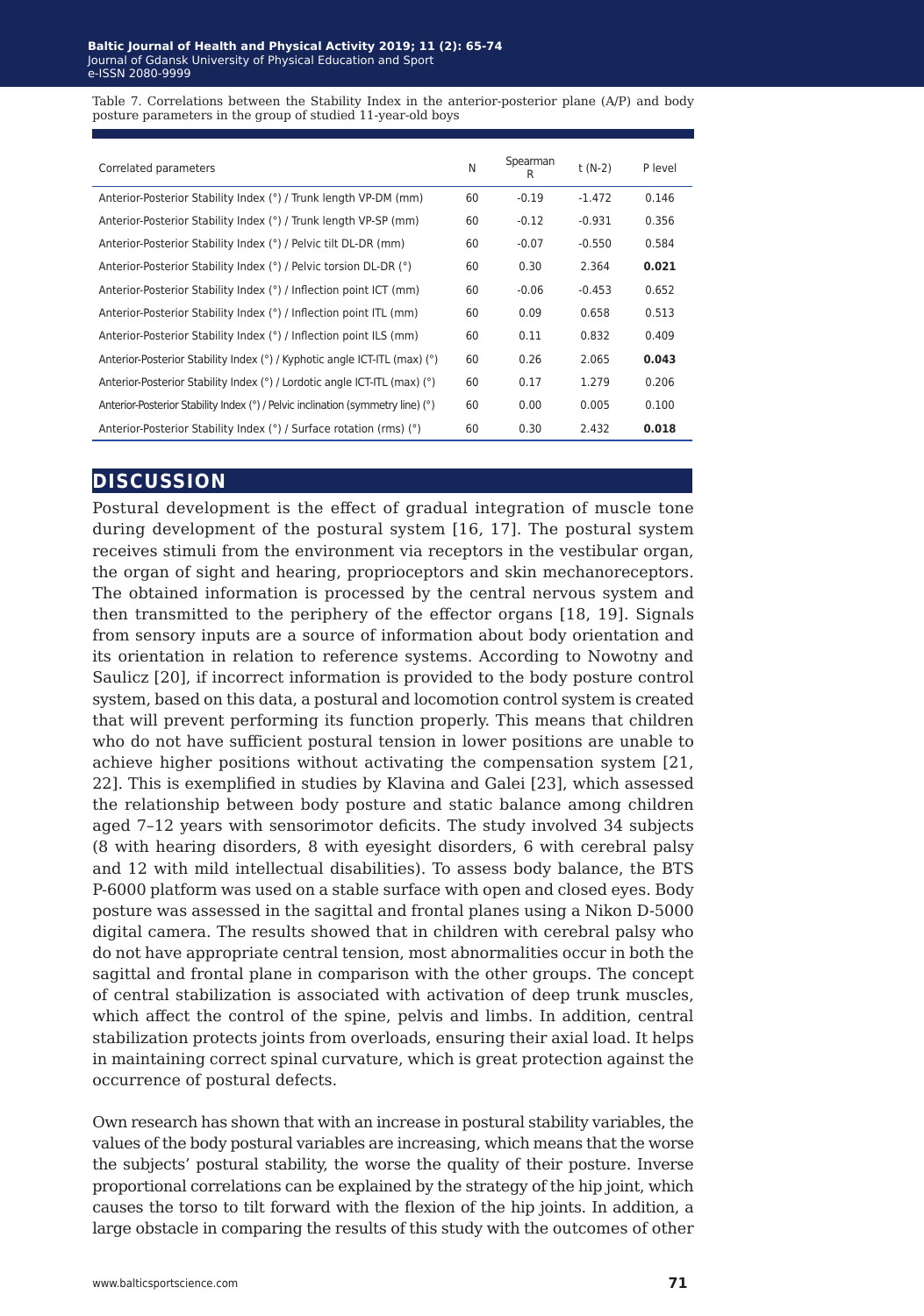Table 7. Correlations between the Stability Index in the anterior-posterior plane (A/P) and body posture parameters in the group of studied 11-year-old boys

| Correlated parameters | N | Spearman R | t (N-2) | P level |
|---|---|---|---|---|
| Anterior-Posterior Stability Index (°) / Trunk length VP-DM (mm) | 60 | -0.19 | -1.472 | 0.146 |
| Anterior-Posterior Stability Index (°) / Trunk length VP-SP (mm) | 60 | -0.12 | -0.931 | 0.356 |
| Anterior-Posterior Stability Index (°) / Pelvic tilt DL-DR (mm) | 60 | -0.07 | -0.550 | 0.584 |
| Anterior-Posterior Stability Index (°) / Pelvic torsion DL-DR (°) | 60 | 0.30 | 2.364 | **0.021** |
| Anterior-Posterior Stability Index (°) / Inflection point ICT (mm) | 60 | -0.06 | -0.453 | 0.652 |
| Anterior-Posterior Stability Index (°) / Inflection point ITL (mm) | 60 | 0.09 | 0.658 | 0.513 |
| Anterior-Posterior Stability Index (°) / Inflection point ILS (mm) | 60 | 0.11 | 0.832 | 0.409 |
| Anterior-Posterior Stability Index (°) / Kyphotic angle ICT-ITL (max) (°) | 60 | 0.26 | 2.065 | **0.043** |
| Anterior-Posterior Stability Index (°) / Lordotic angle ICT-ITL (max) (°) | 60 | 0.17 | 1.279 | 0.206 |
| Anterior-Posterior Stability Index (°) / Pelvic inclination (symmetry line) (°) | 60 | 0.00 | 0.005 | 0.100 |
| Anterior-Posterior Stability Index (°) / Surface rotation (rms) (°) | 60 | 0.30 | 2.432 | **0.018** |

## DISCUSSION

Postural development is the effect of gradual integration of muscle tone during development of the postural system [16, 17]. The postural system receives stimuli from the environment via receptors in the vestibular organ, the organ of sight and hearing, proprioceptors and skin mechanoreceptors. The obtained information is processed by the central nervous system and then transmitted to the periphery of the effector organs [18, 19]. Signals from sensory inputs are a source of information about body orientation and its orientation in relation to reference systems. According to Nowotny and Saulicz [20], if incorrect information is provided to the body posture control system, based on this data, a postural and locomotion control system is created that will prevent performing its function properly. This means that children who do not have sufficient postural tension in lower positions are unable to achieve higher positions without activating the compensation system [21, 22]. This is exemplified in studies by Klavina and Galei [23], which assessed the relationship between body posture and static balance among children aged 7–12 years with sensorimotor deficits. The study involved 34 subjects (8 with hearing disorders, 8 with eyesight disorders, 6 with cerebral palsy and 12 with mild intellectual disabilities). To assess body balance, the BTS P-6000 platform was used on a stable surface with open and closed eyes. Body posture was assessed in the sagittal and frontal planes using a Nikon D-5000 digital camera. The results showed that in children with cerebral palsy who do not have appropriate central tension, most abnormalities occur in both the sagittal and frontal plane in comparison with the other groups. The concept of central stabilization is associated with activation of deep trunk muscles, which affect the control of the spine, pelvis and limbs. In addition, central stabilization protects joints from overloads, ensuring their axial load. It helps in maintaining correct spinal curvature, which is great protection against the occurrence of postural defects.

Own research has shown that with an increase in postural stability variables, the values of the body postural variables are increasing, which means that the worse the subjects' postural stability, the worse the quality of their posture. Inverse proportional correlations can be explained by the strategy of the hip joint, which causes the torso to tilt forward with the flexion of the hip joints. In addition, a large obstacle in comparing the results of this study with the outcomes of other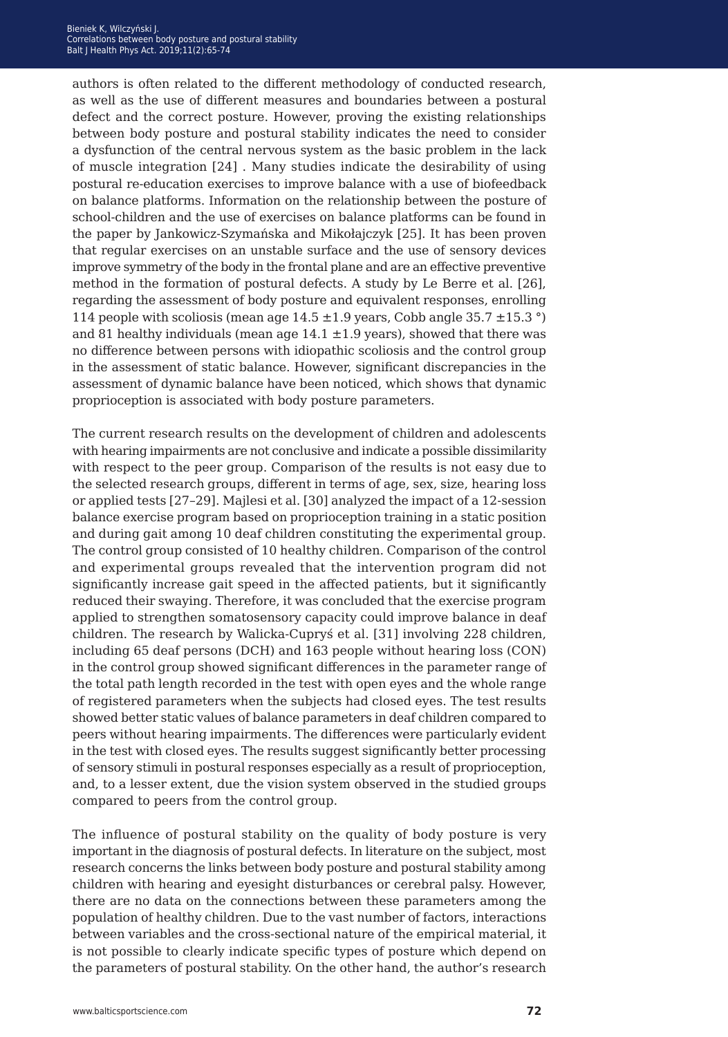authors is often related to the different methodology of conducted research, as well as the use of different measures and boundaries between a postural defect and the correct posture. However, proving the existing relationships between body posture and postural stability indicates the need to consider a dysfunction of the central nervous system as the basic problem in the lack of muscle integration [24] . Many studies indicate the desirability of using postural re-education exercises to improve balance with a use of biofeedback on balance platforms. Information on the relationship between the posture of school-children and the use of exercises on balance platforms can be found in the paper by Jankowicz-Szymańska and Mikołajczyk [25]. It has been proven that regular exercises on an unstable surface and the use of sensory devices improve symmetry of the body in the frontal plane and are an effective preventive method in the formation of postural defects. A study by Le Berre et al. [26], regarding the assessment of body posture and equivalent responses, enrolling 114 people with scoliosis (mean age 14.5 ±1.9 years, Cobb angle 35.7 ±15.3 °) and 81 healthy individuals (mean age 14.1 ±1.9 years), showed that there was no difference between persons with idiopathic scoliosis and the control group in the assessment of static balance. However, significant discrepancies in the assessment of dynamic balance have been noticed, which shows that dynamic proprioception is associated with body posture parameters.

The current research results on the development of children and adolescents with hearing impairments are not conclusive and indicate a possible dissimilarity with respect to the peer group. Comparison of the results is not easy due to the selected research groups, different in terms of age, sex, size, hearing loss or applied tests [27–29]. Majlesi et al. [30] analyzed the impact of a 12-session balance exercise program based on proprioception training in a static position and during gait among 10 deaf children constituting the experimental group. The control group consisted of 10 healthy children. Comparison of the control and experimental groups revealed that the intervention program did not significantly increase gait speed in the affected patients, but it significantly reduced their swaying. Therefore, it was concluded that the exercise program applied to strengthen somatosensory capacity could improve balance in deaf children. The research by Walicka-Cupryś et al. [31] involving 228 children, including 65 deaf persons (DCH) and 163 people without hearing loss (CON) in the control group showed significant differences in the parameter range of the total path length recorded in the test with open eyes and the whole range of registered parameters when the subjects had closed eyes. The test results showed better static values of balance parameters in deaf children compared to peers without hearing impairments. The differences were particularly evident in the test with closed eyes. The results suggest significantly better processing of sensory stimuli in postural responses especially as a result of proprioception, and, to a lesser extent, due the vision system observed in the studied groups compared to peers from the control group.

The influence of postural stability on the quality of body posture is very important in the diagnosis of postural defects. In literature on the subject, most research concerns the links between body posture and postural stability among children with hearing and eyesight disturbances or cerebral palsy. However, there are no data on the connections between these parameters among the population of healthy children. Due to the vast number of factors, interactions between variables and the cross-sectional nature of the empirical material, it is not possible to clearly indicate specific types of posture which depend on the parameters of postural stability. On the other hand, the author's research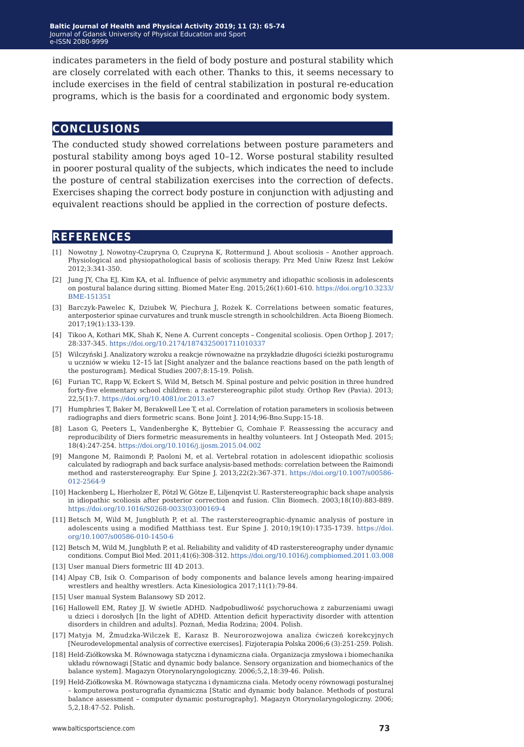indicates parameters in the field of body posture and postural stability which are closely correlated with each other. Thanks to this, it seems necessary to include exercises in the field of central stabilization in postural re-education programs, which is the basis for a coordinated and ergonomic body system.

## CONCLUSIONS

The conducted study showed correlations between posture parameters and postural stability among boys aged 10–12. Worse postural stability resulted in poorer postural quality of the subjects, which indicates the need to include the posture of central stabilization exercises into the correction of defects. Exercises shaping the correct body posture in conjunction with adjusting and equivalent reactions should be applied in the correction of posture defects.

## REFERENCES

[1] Nowotny J, Nowotny-Czupryna O, Czupryna K, Rottermund J. About scoliosis – Another approach. Physiological and physiopathological basis of scoliosis therapy. Prz Med Uniw Rzesz Inst Leków 2012;3:341-350.

[2] Jung JY, Cha EJ, Kim KA, et al. Influence of pelvic asymmetry and idiopathic scoliosis in adolescents on postural balance during sitting. Biomed Mater Eng. 2015;26(1):601-610. https://doi.org/10.3233/BME-151351

[3] Barczyk-Pawelec K, Dziubek W, Piechura J, Rożek K. Correlations between somatic features, anteroposterior spinae curvatures and trunk muscle strength in schoolchildren. Acta Bioeng Biomech. 2017;19(1):133-139.

[4] Tikoo A, Kothari MK, Shah K, Nene A. Current concepts – Congenital scoliosis. Open Orthop J. 2017; 28:337-345. https://doi.org/10.2174/1874325001711010337

[5] Wilczyński J. Analizatory wzroku a reakcje równoważne na przykładzie długości ścieżki posturogramu u uczniów w wieku 12–15 lat [Sight analyzer and the balance reactions based on the path length of the posturogram]. Medical Studies 2007;8:15-19. Polish.

[6] Furian TC, Rapp W, Eckert S, Wild M, Betsch M. Spinal posture and pelvic position in three hundred forty-five elementary school children: a rasterstereographic pilot study. Orthop Rev (Pavia). 2013; 22,5(1):7. https://doi.org/10.4081/or.2013.e7

[7] Humphries T, Baker M, Berakwell Lee T, et al. Correlation of rotation parameters in scoliosis between radiographs and diers formetric scans. Bone Joint J. 2014;96-Bno.Supp:15-18.

[8] Lason G, Peeters L, Vandenberghe K, Byttebier G, Comhaie F. Reassessing the accuracy and reproducibility of Diers formetric measurements in healthy volunteers. Int J Osteopath Med. 2015; 18(4):247-254. https://doi.org/10.1016/j.ijosm.2015.04.002

[9] Mangone M, Raimondi P, Paoloni M, et al. Vertebral rotation in adolescent idiopathic scoliosis calculated by radiograph and back surface analysis-based methods: correlation between the Raimondi method and rasterstereography. Eur Spine J. 2013;22(2):367-371. https://doi.org/10.1007/s00586-012-2564-9

[10] Hackenberg L, Hierholzer E, Pötzl W, Götze E, Liljenqvist U. Rasterstereographic back shape analysis in idiopathic scoliosis after posterior correction and fusion. Clin Biomech. 2003;18(10):883-889. https://doi.org/10.1016/S0268-0033(03)00169-4

[11] Betsch M, Wild M, Jungbluth P, et al. The rasterstereographic-dynamic analysis of posture in adolescents using a modified Matthiass test. Eur Spine J. 2010;19(10):1735-1739. https://doi.org/10.1007/s00586-010-1450-6

[12] Betsch M, Wild M, Jungbluth P, et al. Reliability and validity of 4D rasterstereography under dynamic conditions. Comput Biol Med. 2011;41(6):308-312. https://doi.org/10.1016/j.compbiomed.2011.03.008

[13] User manual Diers formetric III 4D 2013.

[14] Alpay CB, Isik O. Comparison of body components and balance levels among hearing-impaired wrestlers and healthy wrestlers. Acta Kinesiologica 2017;11(1):79-84.

[15] User manual System Balansowy SD 2012.

[16] Hallowell EM, Ratey JJ. W świetle ADHD. Nadpobudliwość psychoruchowa z zaburzeniami uwagi u dzieci i dorosłych [In the light of ADHD. Attention deficit hyperactivity disorder with attention disorders in children and adults]. Poznań, Media Rodzina; 2004. Polish.

[17] Matyja M, Żmudzka-Wilczek E, Karasz B. Neurorozwojowa analiza ćwiczeń korekcyjnych [Neurodevelopmental analysis of corrective exercises]. Fizjoterapia Polska 2006;6 (3):251-259. Polish.

[18] Held-Ziółkowska M. Równowaga statyczna i dynamiczna ciała. Organizacja zmysłowa i biomechanika układu równowagi [Static and dynamic body balance. Sensory organization and biomechanics of the balance system]. Magazyn Otorynolaryngologiczny. 2006;5,2,18:39-46. Polish.

[19] Held-Ziółkowska M. Równowaga statyczna i dynamiczna ciała. Metody oceny równowagi posturalnej – komputerowa posturografia dynamiczna [Static and dynamic body balance. Methods of postural balance assessment – computer dynamic posturography]. Magazyn Otorynolaryngologiczny. 2006; 5,2,18:47-52. Polish.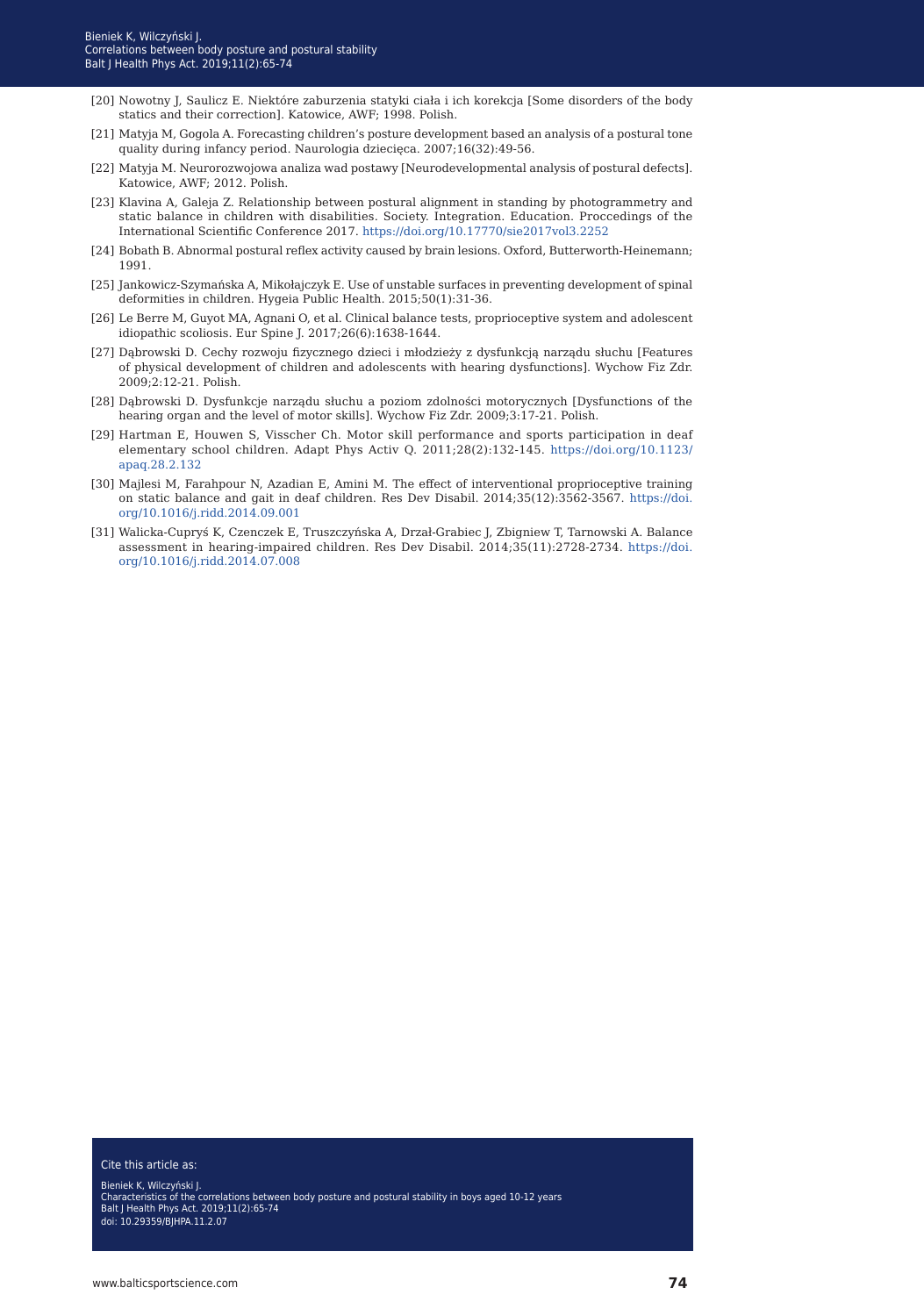[20] Nowotny J, Saulicz E. Niektóre zaburzenia statyki ciała i ich korekcja [Some disorders of the body statics and their correction]. Katowice, AWF; 1998. Polish.

[21] Matyja M, Gogola A. Forecasting children's posture development based an analysis of a postural tone quality during infancy period. Naurologia dziecięca. 2007;16(32):49-56.

[22] Matyja M. Neurorozwojowa analiza wad postawy [Neurodevelopmental analysis of postural defects]. Katowice, AWF; 2012. Polish.

[23] Klavina A, Galeja Z. Relationship between postural alignment in standing by photogrammetry and static balance in children with disabilities. Society. Integration. Education. Proccedings of the International Scientific Conference 2017. https://doi.org/10.17770/sie2017vol3.2252

[24] Bobath B. Abnormal postural reflex activity caused by brain lesions. Oxford, Butterworth-Heinemann; 1991.

[25] Jankowicz-Szymańska A, Mikołajczyk E. Use of unstable surfaces in preventing development of spinal deformities in children. Hygeia Public Health. 2015;50(1):31-36.

[26] Le Berre M, Guyot MA, Agnani O, et al. Clinical balance tests, proprioceptive system and adolescent idiopathic scoliosis. Eur Spine J. 2017;26(6):1638-1644.

[27] Dąbrowski D. Cechy rozwoju fizycznego dzieci i młodzieży z dysfunkcją narządu słuchu [Features of physical development of children and adolescents with hearing dysfunctions]. Wychow Fiz Zdr. 2009;2:12-21. Polish.

[28] Dąbrowski D. Dysfunkcje narządu słuchu a poziom zdolności motorycznych [Dysfunctions of the hearing organ and the level of motor skills]. Wychow Fiz Zdr. 2009;3:17-21. Polish.

[29] Hartman E, Houwen S, Visscher Ch. Motor skill performance and sports participation in deaf elementary school children. Adapt Phys Activ Q. 2011;28(2):132-145. https://doi.org/10.1123/apaq.28.2.132

[30] Majlesi M, Farahpour N, Azadian E, Amini M. The effect of interventional proprioceptive training on static balance and gait in deaf children. Res Dev Disabil. 2014;35(12):3562-3567. https://doi.org/10.1016/j.ridd.2014.09.001

[31] Walicka-Cupryś K, Czenczek E, Truszczyńska A, Drzał-Grabiec J, Zbigniew T, Tarnowski A. Balance assessment in hearing-impaired children. Res Dev Disabil. 2014;35(11):2728-2734. https://doi.org/10.1016/j.ridd.2014.07.008

Cite this article as:

Bieniek K, Wilczyński J.
Characteristics of the correlations between body posture and postural stability in boys aged 10-12 years
Balt J Health Phys Act. 2019;11(2):65-74
doi: 10.29359/BJHPA.11.2.07